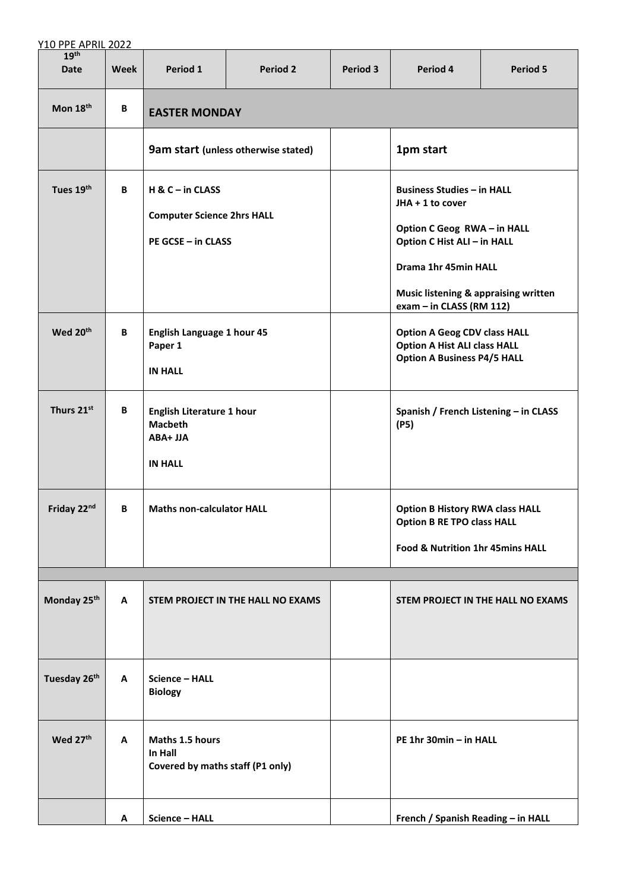Y10 PPE APRIL 2022

| 19th Date | Week | Period 1 | Period 2 | Period 3 | Period 4 | Period 5 |
|---|---|---|---|---|---|---|
| **Mon 18th** | **B** | **EASTER MONDAY** | | | | |
| | | **9am start (unless otherwise stated)** | | | **1pm start** | |
| **Tues 19th** | **B** | **H & C – in CLASS**<br>**Computer Science 2hrs HALL**<br>**PE GCSE – in CLASS** | | | **Business Studies – in HALL**<br>**JHA + 1 to cover**<br>**Option C Geog RWA – in HALL**<br>**Option C Hist ALI – in HALL**<br>**Drama 1hr 45min HALL**<br>**Music listening & appraising written exam – in CLASS (RM 112)** | |
| **Wed 20th** | **B** | **English Language 1 hour 45**<br>**Paper 1**<br>**IN HALL** | | | **Option A Geog CDV class HALL**<br>**Option A Hist ALI class HALL**<br>**Option A Business P4/5 HALL** | |
| **Thurs 21st** | **B** | **English Literature 1 hour**<br>**Macbeth**<br>**ABA+ JJA**<br>**IN HALL** | | | **Spanish / French Listening – in CLASS (P5)** | |
| **Friday 22nd** | **B** | **Maths non-calculator HALL** | | | **Option B History RWA class HALL**<br>**Option B RE TPO class HALL**<br>**Food & Nutrition 1hr 45mins HALL** | |
| | | | | | | |
| **Monday 25th** | **A** | **STEM PROJECT IN THE HALL NO EXAMS** | | | **STEM PROJECT IN THE HALL NO EXAMS** | |
| **Tuesday 26th** | **A** | **Science – HALL**<br>**Biology** | | | | |
| **Wed 27th** | **A** | **Maths 1.5 hours**<br>**In Hall**<br>**Covered by maths staff (P1 only)** | | | **PE 1hr 30min – in HALL** | |
| | **A** | **Science – HALL** | | | **French / Spanish Reading – in HALL** | |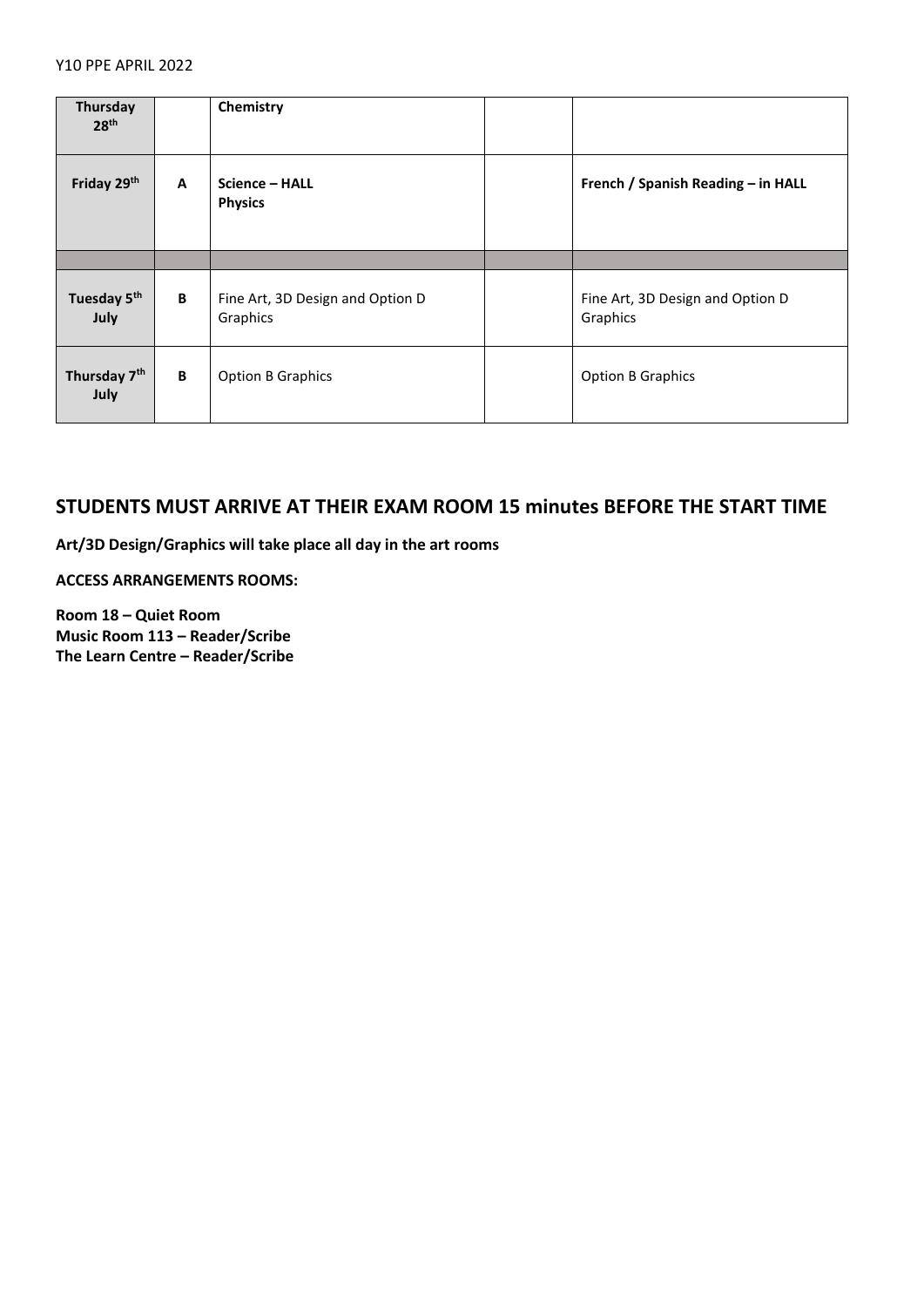| | | | | |
|---|---|---|---|---|
| **Thursday 28th** | | **Chemistry** | | |
| **Friday 29th** | **A** | **Science – HALL**<br>**Physics** | | **French / Spanish Reading – in HALL** |
| | | | | |
| **Tuesday 5th July** | **B** | Fine Art, 3D Design and Option D Graphics | | Fine Art, 3D Design and Option D Graphics |
| **Thursday 7th July** | **B** | Option B Graphics | | Option B Graphics |

## STUDENTS MUST ARRIVE AT THEIR EXAM ROOM 15 minutes BEFORE THE START TIME

**Art/3D Design/Graphics will take place all day in the art rooms**

**ACCESS ARRANGEMENTS ROOMS:**

**Room 18 – Quiet Room**
**Music Room 113 – Reader/Scribe**
**The Learn Centre – Reader/Scribe**